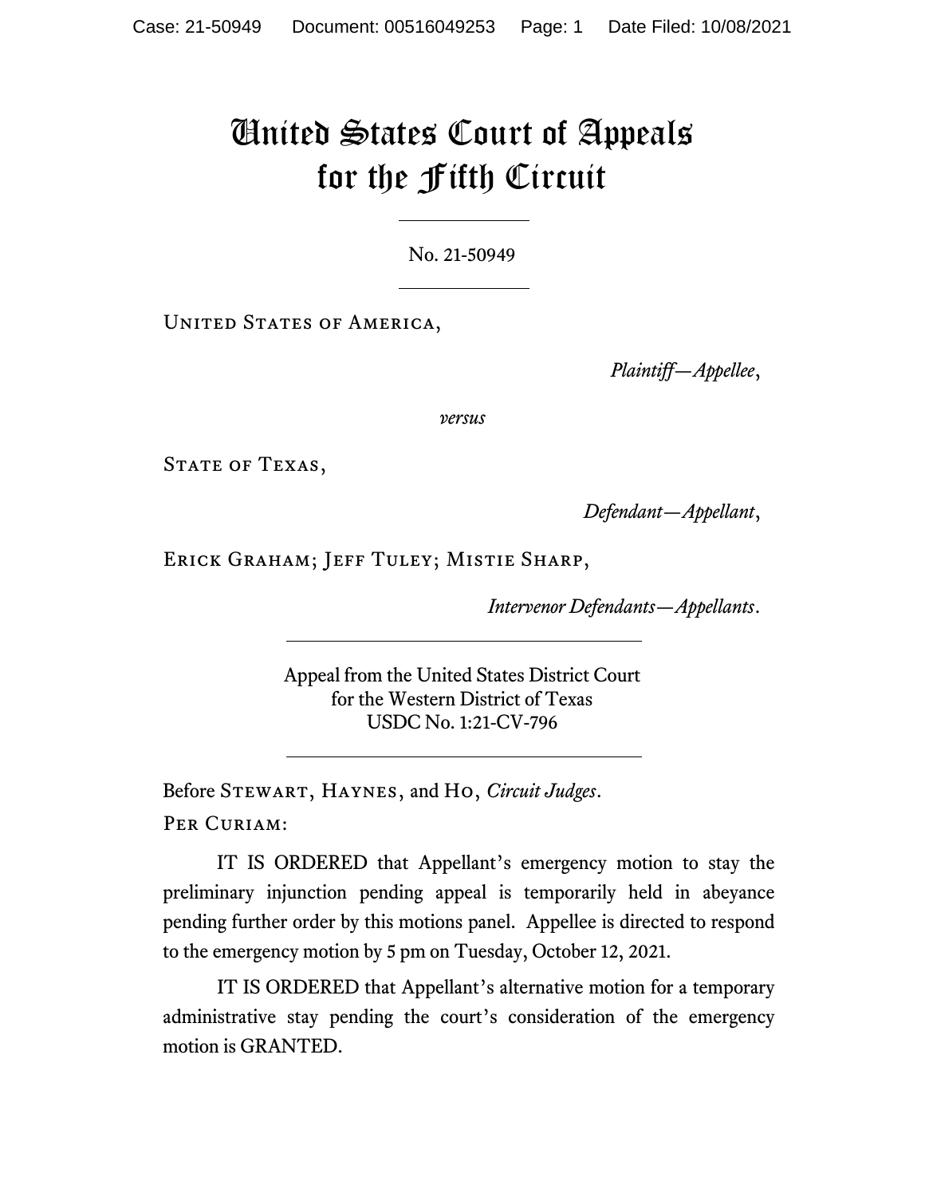# United States Court of Appeals for the Fifth Circuit

No. 21-50949

United States of America,

*Plaintiff—Appellee*,

*versus*

State of Texas,

*Defendant—Appellant*,

Erick Graham; Jeff Tuley; Mistie Sharp,

*Intervenor Defendants—Appellants*.

Appeal from the United States District Court
for the Western District of Texas
USDC No. 1:21-CV-796

Before Stewart, Haynes, and Ho, *Circuit Judges*.

Per Curiam:

IT IS ORDERED that Appellant's emergency motion to stay the preliminary injunction pending appeal is temporarily held in abeyance pending further order by this motions panel. Appellee is directed to respond to the emergency motion by 5 pm on Tuesday, October 12, 2021.

IT IS ORDERED that Appellant's alternative motion for a temporary administrative stay pending the court's consideration of the emergency motion is GRANTED.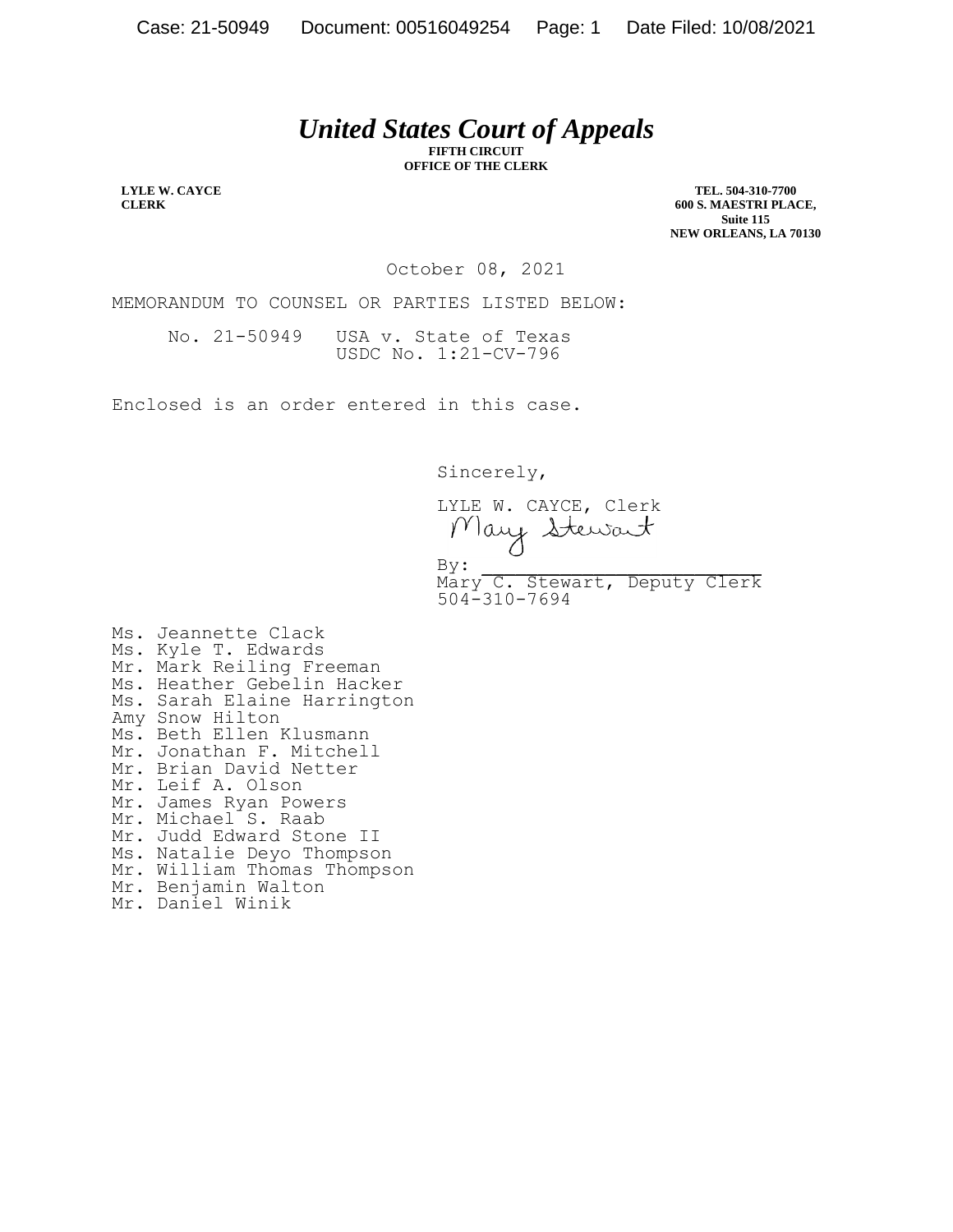# *United States Court of Appeals*

**FIFTH CIRCUIT**
**OFFICE OF THE CLERK**

**LYLE W. CAYCE**
**CLERK**

**TEL. 504-310-7700**
**600 S. MAESTRI PLACE,**
**Suite 115**
**NEW ORLEANS, LA 70130**

October 08, 2021

MEMORANDUM TO COUNSEL OR PARTIES LISTED BELOW:

No. 21-50949 USA v. State of Texas
USDC No. 1:21-CV-796

Enclosed is an order entered in this case.

Sincerely,

LYLE W. CAYCE, Clerk

By: Mary Stewart
Mary C. Stewart, Deputy Clerk
504-310-7694

Ms. Jeannette Clack
Ms. Kyle T. Edwards
Mr. Mark Reiling Freeman
Ms. Heather Gebelin Hacker
Ms. Sarah Elaine Harrington
Amy Snow Hilton
Ms. Beth Ellen Klusmann
Mr. Jonathan F. Mitchell
Mr. Brian David Netter
Mr. Leif A. Olson
Mr. James Ryan Powers
Mr. Michael S. Raab
Mr. Judd Edward Stone II
Ms. Natalie Deyo Thompson
Mr. William Thomas Thompson
Mr. Benjamin Walton
Mr. Daniel Winik